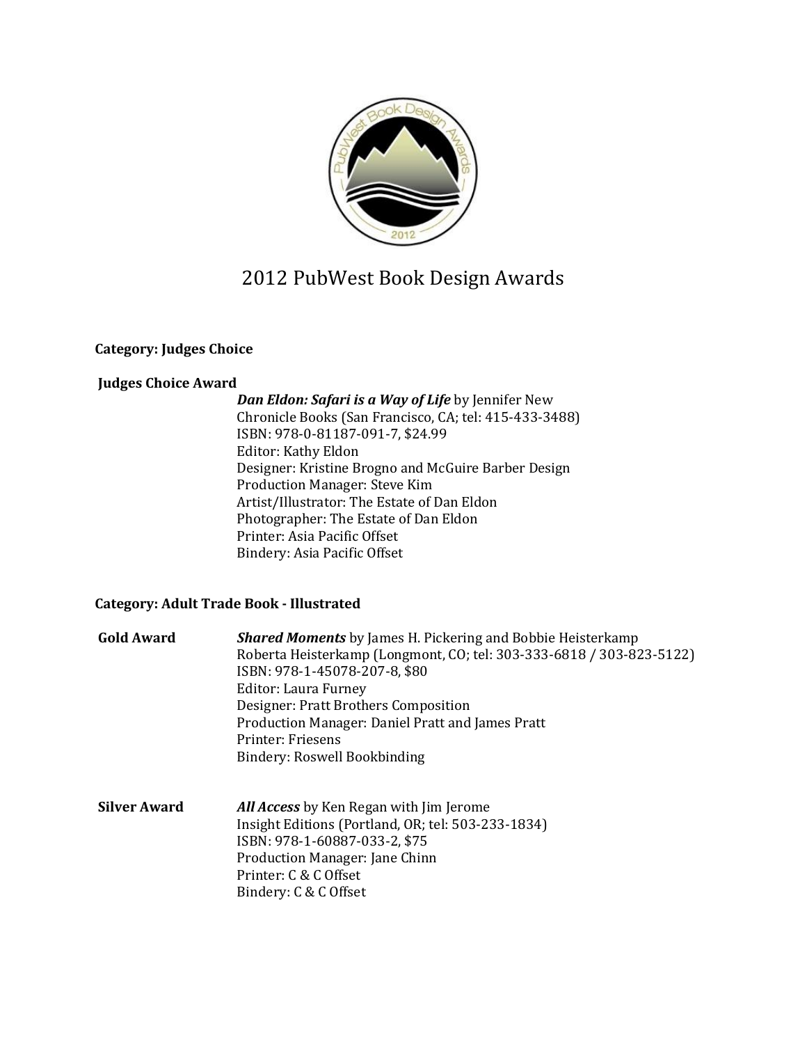# 2012 PubWest Book Design Awards

**Category: Judges Choice**

**Judges Choice Award**

***Dan Eldon: Safari is a Way of Life*** by Jennifer New
Chronicle Books (San Francisco, CA; tel: 415-433-3488)
ISBN: 978-0-81187-091-7, $24.99
Editor: Kathy Eldon
Designer: Kristine Brogno and McGuire Barber Design
Production Manager: Steve Kim
Artist/Illustrator: The Estate of Dan Eldon
Photographer: The Estate of Dan Eldon
Printer: Asia Pacific Offset
Bindery: Asia Pacific Offset

**Category: Adult Trade Book - Illustrated**

**Gold Award**

***Shared Moments*** by James H. Pickering and Bobbie Heisterkamp
Roberta Heisterkamp (Longmont, CO; tel: 303-333-6818 / 303-823-5122)
ISBN: 978-1-45078-207-8, $80
Editor: Laura Furney
Designer: Pratt Brothers Composition
Production Manager: Daniel Pratt and James Pratt
Printer: Friesens
Bindery: Roswell Bookbinding

**Silver Award**

***All Access*** by Ken Regan with Jim Jerome
Insight Editions (Portland, OR; tel: 503-233-1834)
ISBN: 978-1-60887-033-2, $75
Production Manager: Jane Chinn
Printer: C & C Offset
Bindery: C & C Offset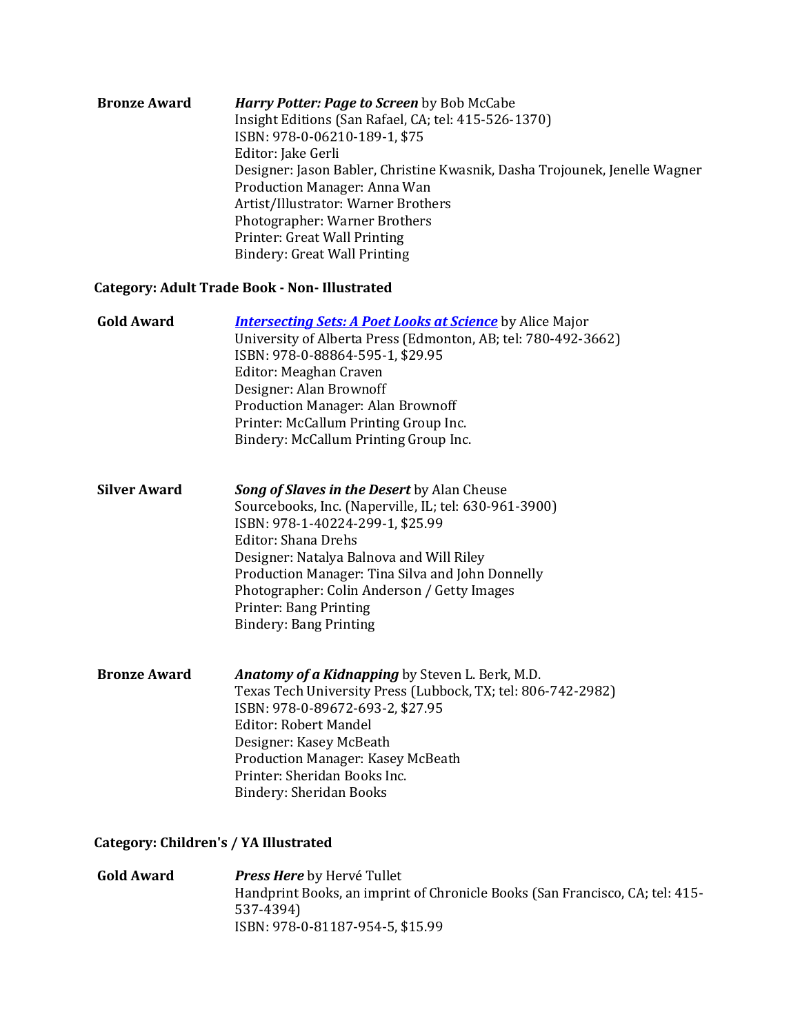**Bronze Award** ***Harry Potter: Page to Screen*** by Bob McCabe
Insight Editions (San Rafael, CA; tel: 415-526-1370)
ISBN: 978-0-06210-189-1, $75
Editor: Jake Gerli
Designer: Jason Babler, Christine Kwasnik, Dasha Trojounek, Jenelle Wagner
Production Manager: Anna Wan
Artist/Illustrator: Warner Brothers
Photographer: Warner Brothers
Printer: Great Wall Printing
Bindery: Great Wall Printing

**Category: Adult Trade Book - Non- Illustrated**

**Gold Award** ***Intersecting Sets: A Poet Looks at Science*** by Alice Major
University of Alberta Press (Edmonton, AB; tel: 780-492-3662)
ISBN: 978-0-88864-595-1, $29.95
Editor: Meaghan Craven
Designer: Alan Brownoff
Production Manager: Alan Brownoff
Printer: McCallum Printing Group Inc.
Bindery: McCallum Printing Group Inc.

**Silver Award** ***Song of Slaves in the Desert*** by Alan Cheuse
Sourcebooks, Inc. (Naperville, IL; tel: 630-961-3900)
ISBN: 978-1-40224-299-1, $25.99
Editor: Shana Drehs
Designer: Natalya Balnova and Will Riley
Production Manager: Tina Silva and John Donnelly
Photographer: Colin Anderson / Getty Images
Printer: Bang Printing
Bindery: Bang Printing

**Bronze Award** ***Anatomy of a Kidnapping*** by Steven L. Berk, M.D.
Texas Tech University Press (Lubbock, TX; tel: 806-742-2982)
ISBN: 978-0-89672-693-2, $27.95
Editor: Robert Mandel
Designer: Kasey McBeath
Production Manager: Kasey McBeath
Printer: Sheridan Books Inc.
Bindery: Sheridan Books

**Category: Children's / YA Illustrated**

**Gold Award** ***Press Here*** by Hervé Tullet
Handprint Books, an imprint of Chronicle Books (San Francisco, CA; tel: 415-537-4394)
ISBN: 978-0-81187-954-5, $15.99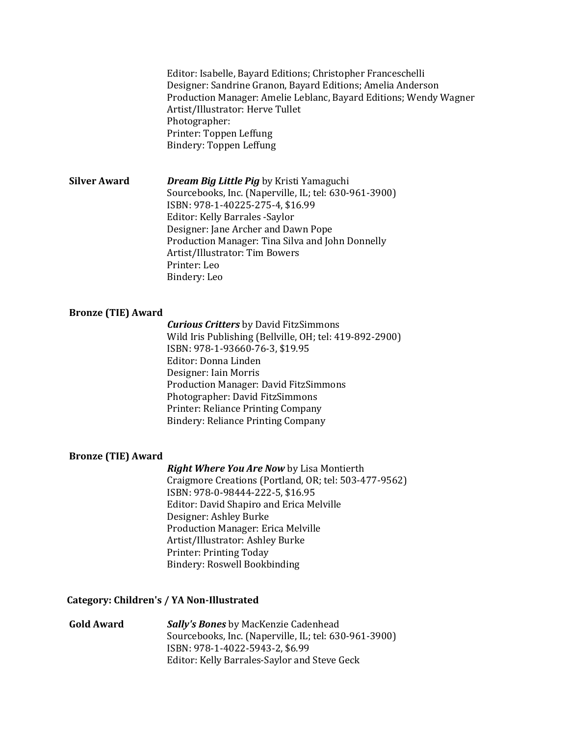Editor: Isabelle, Bayard Editions; Christopher Franceschelli
Designer: Sandrine Granon, Bayard Editions; Amelia Anderson
Production Manager: Amelie Leblanc, Bayard Editions; Wendy Wagner
Artist/Illustrator: Herve Tullet
Photographer:
Printer: Toppen Leffung
Bindery: Toppen Leffung

**Silver Award**

***Dream Big Little Pig*** by Kristi Yamaguchi
Sourcebooks, Inc. (Naperville, IL; tel: 630-961-3900)
ISBN: 978-1-40225-275-4, $16.99
Editor: Kelly Barrales -Saylor
Designer: Jane Archer and Dawn Pope
Production Manager: Tina Silva and John Donnelly
Artist/Illustrator: Tim Bowers
Printer: Leo
Bindery: Leo

**Bronze (TIE) Award**

***Curious Critters*** by David FitzSimmons
Wild Iris Publishing (Bellville, OH; tel: 419-892-2900)
ISBN: 978-1-93660-76-3, $19.95
Editor: Donna Linden
Designer: Iain Morris
Production Manager: David FitzSimmons
Photographer: David FitzSimmons
Printer: Reliance Printing Company
Bindery: Reliance Printing Company

**Bronze (TIE) Award**

***Right Where You Are Now*** by Lisa Montierth
Craigmore Creations (Portland, OR; tel: 503-477-9562)
ISBN: 978-0-98444-222-5, $16.95
Editor: David Shapiro and Erica Melville
Designer: Ashley Burke
Production Manager: Erica Melville
Artist/Illustrator: Ashley Burke
Printer: Printing Today
Bindery: Roswell Bookbinding

## Category: Children's / YA Non-Illustrated

**Gold Award**

***Sally's Bones*** by MacKenzie Cadenhead
Sourcebooks, Inc. (Naperville, IL; tel: 630-961-3900)
ISBN: 978-1-4022-5943-2, $6.99
Editor: Kelly Barrales-Saylor and Steve Geck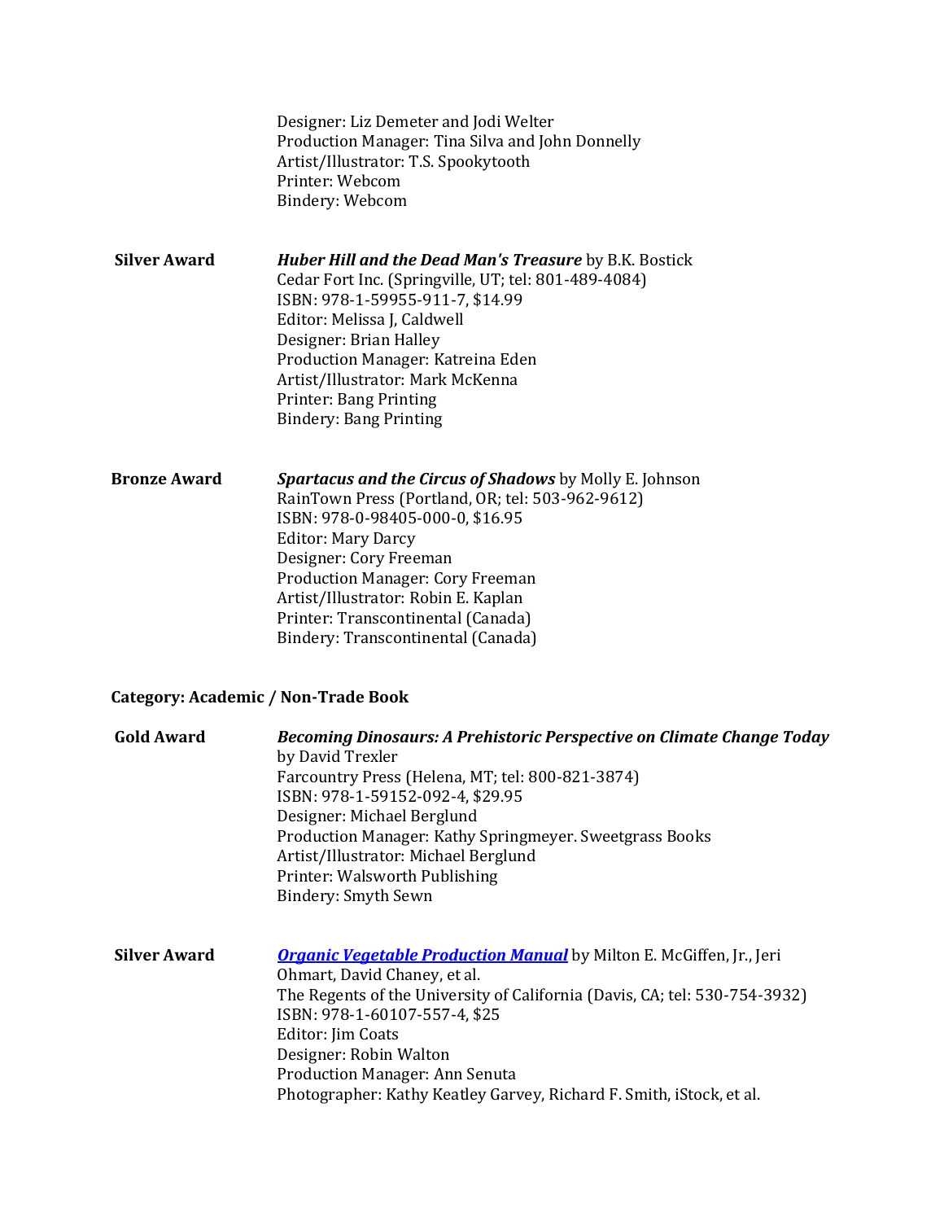Designer: Liz Demeter and Jodi Welter
Production Manager: Tina Silva and John Donnelly
Artist/Illustrator: T.S. Spookytooth
Printer: Webcom
Bindery: Webcom

**Silver Award**

***Huber Hill and the Dead Man's Treasure*** by B.K. Bostick
Cedar Fort Inc. (Springville, UT; tel: 801-489-4084)
ISBN: 978-1-59955-911-7, $14.99
Editor: Melissa J, Caldwell
Designer: Brian Halley
Production Manager: Katreina Eden
Artist/Illustrator: Mark McKenna
Printer: Bang Printing
Bindery: Bang Printing

**Bronze Award**

***Spartacus and the Circus of Shadows*** by Molly E. Johnson
RainTown Press (Portland, OR; tel: 503-962-9612)
ISBN: 978-0-98405-000-0, $16.95
Editor: Mary Darcy
Designer: Cory Freeman
Production Manager: Cory Freeman
Artist/Illustrator: Robin E. Kaplan
Printer: Transcontinental (Canada)
Bindery: Transcontinental (Canada)

**Category: Academic / Non-Trade Book**

**Gold Award**

***Becoming Dinosaurs: A Prehistoric Perspective on Climate Change Today*** by David Trexler
Farcountry Press (Helena, MT; tel: 800-821-3874)
ISBN: 978-1-59152-092-4, $29.95
Designer: Michael Berglund
Production Manager: Kathy Springmeyer. Sweetgrass Books
Artist/Illustrator: Michael Berglund
Printer: Walsworth Publishing
Bindery: Smyth Sewn

**Silver Award**

***Organic Vegetable Production Manual*** by Milton E. McGiffen, Jr., Jeri Ohmart, David Chaney, et al.
The Regents of the University of California (Davis, CA; tel: 530-754-3932)
ISBN: 978-1-60107-557-4, $25
Editor: Jim Coats
Designer: Robin Walton
Production Manager: Ann Senuta
Photographer: Kathy Keatley Garvey, Richard F. Smith, iStock, et al.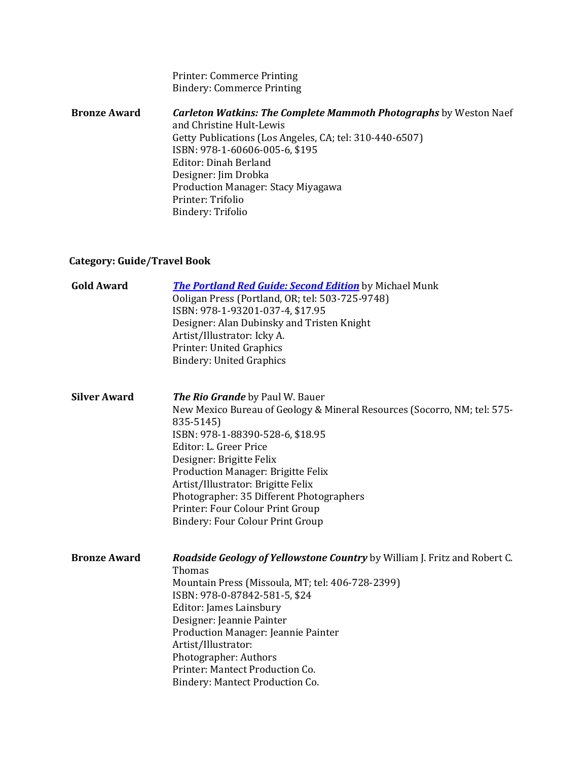Printer: Commerce Printing
Bindery: Commerce Printing

**Bronze Award** ***Carleton Watkins: The Complete Mammoth Photographs*** by Weston Naef and Christine Hult-Lewis
Getty Publications (Los Angeles, CA; tel: 310-440-6507)
ISBN: 978-1-60606-005-6, $195
Editor: Dinah Berland
Designer: Jim Drobka
Production Manager: Stacy Miyagawa
Printer: Trifolio
Bindery: Trifolio

## Category: Guide/Travel Book

**Gold Award** ***The Portland Red Guide: Second Edition*** by Michael Munk
Ooligan Press (Portland, OR; tel: 503-725-9748)
ISBN: 978-1-93201-037-4, $17.95
Designer: Alan Dubinsky and Tristen Knight
Artist/Illustrator: Icky A.
Printer: United Graphics
Bindery: United Graphics

**Silver Award** ***The Rio Grande*** by Paul W. Bauer
New Mexico Bureau of Geology & Mineral Resources (Socorro, NM; tel: 575-835-5145)
ISBN: 978-1-88390-528-6, $18.95
Editor: L. Greer Price
Designer: Brigitte Felix
Production Manager: Brigitte Felix
Artist/Illustrator: Brigitte Felix
Photographer: 35 Different Photographers
Printer: Four Colour Print Group
Bindery: Four Colour Print Group

**Bronze Award** ***Roadside Geology of Yellowstone Country*** by William J. Fritz and Robert C. Thomas
Mountain Press (Missoula, MT; tel: 406-728-2399)
ISBN: 978-0-87842-581-5, $24
Editor: James Lainsbury
Designer: Jeannie Painter
Production Manager: Jeannie Painter
Artist/Illustrator:
Photographer: Authors
Printer: Mantect Production Co.
Bindery: Mantect Production Co.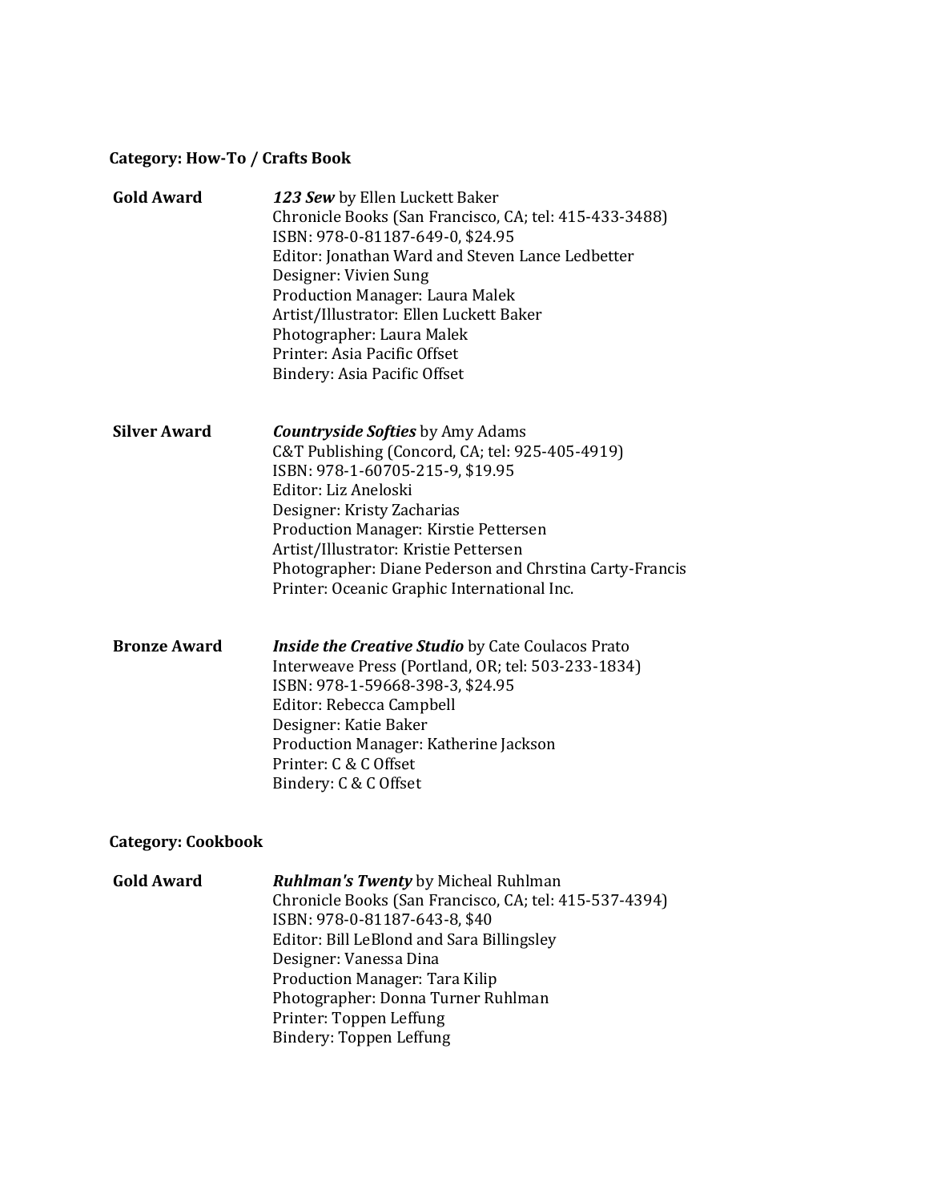**Category: How-To / Crafts Book**

**Gold Award**

***123 Sew*** by Ellen Luckett Baker
Chronicle Books (San Francisco, CA; tel: 415-433-3488)
ISBN: 978-0-81187-649-0, $24.95
Editor: Jonathan Ward and Steven Lance Ledbetter
Designer: Vivien Sung
Production Manager: Laura Malek
Artist/Illustrator: Ellen Luckett Baker
Photographer: Laura Malek
Printer: Asia Pacific Offset
Bindery: Asia Pacific Offset

**Silver Award**

***Countryside Softies*** by Amy Adams
C&T Publishing (Concord, CA; tel: 925-405-4919)
ISBN: 978-1-60705-215-9, $19.95
Editor: Liz Aneloski
Designer: Kristy Zacharias
Production Manager: Kirstie Pettersen
Artist/Illustrator: Kristie Pettersen
Photographer: Diane Pederson and Chrstina Carty-Francis
Printer: Oceanic Graphic International Inc.

**Bronze Award**

***Inside the Creative Studio*** by Cate Coulacos Prato
Interweave Press (Portland, OR; tel: 503-233-1834)
ISBN: 978-1-59668-398-3, $24.95
Editor: Rebecca Campbell
Designer: Katie Baker
Production Manager: Katherine Jackson
Printer: C & C Offset
Bindery: C & C Offset

**Category: Cookbook**

**Gold Award**

***Ruhlman's Twenty*** by Micheal Ruhlman
Chronicle Books (San Francisco, CA; tel: 415-537-4394)
ISBN: 978-0-81187-643-8, $40
Editor: Bill LeBlond and Sara Billingsley
Designer: Vanessa Dina
Production Manager: Tara Kilip
Photographer: Donna Turner Ruhlman
Printer: Toppen Leffung
Bindery: Toppen Leffung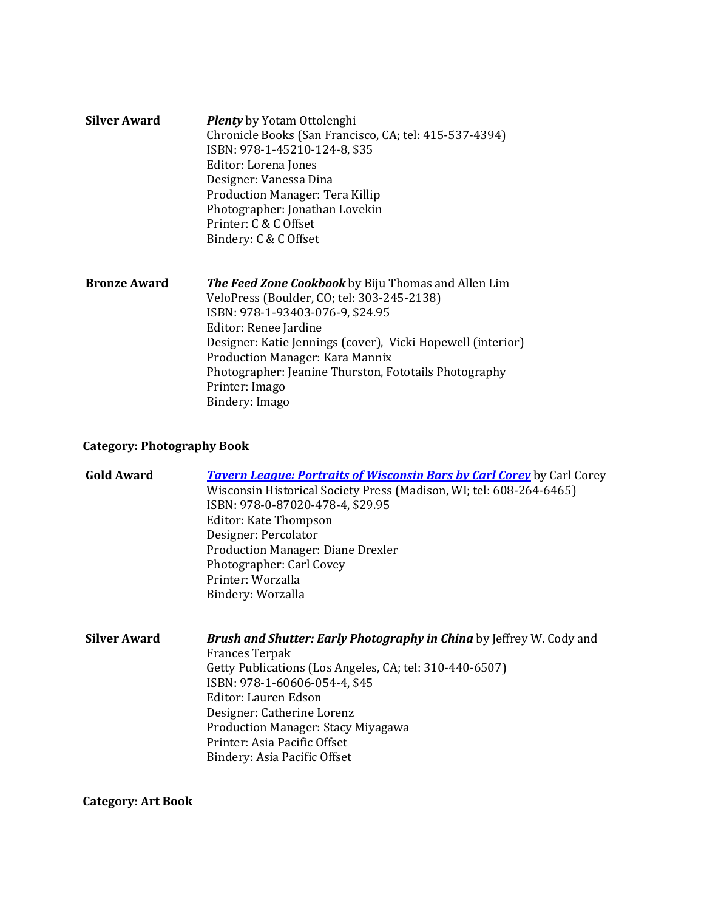**Silver Award** ***Plenty*** by Yotam Ottolenghi
Chronicle Books (San Francisco, CA; tel: 415-537-4394)
ISBN: 978-1-45210-124-8, $35
Editor: Lorena Jones
Designer: Vanessa Dina
Production Manager: Tera Killip
Photographer: Jonathan Lovekin
Printer: C & C Offset
Bindery: C & C Offset

**Bronze Award** ***The Feed Zone Cookbook*** by Biju Thomas and Allen Lim
VeloPress (Boulder, CO; tel: 303-245-2138)
ISBN: 978-1-93403-076-9, $24.95
Editor: Renee Jardine
Designer: Katie Jennings (cover), Vicki Hopewell (interior)
Production Manager: Kara Mannix
Photographer: Jeanine Thurston, Fototails Photography
Printer: Imago
Bindery: Imago

### Category: Photography Book

**Gold Award** ***Tavern League: Portraits of Wisconsin Bars by Carl Corey*** by Carl Corey
Wisconsin Historical Society Press (Madison, WI; tel: 608-264-6465)
ISBN: 978-0-87020-478-4, $29.95
Editor: Kate Thompson
Designer: Percolator
Production Manager: Diane Drexler
Photographer: Carl Covey
Printer: Worzalla
Bindery: Worzalla

**Silver Award** ***Brush and Shutter: Early Photography in China*** by Jeffrey W. Cody and Frances Terpak
Getty Publications (Los Angeles, CA; tel: 310-440-6507)
ISBN: 978-1-60606-054-4, $45
Editor: Lauren Edson
Designer: Catherine Lorenz
Production Manager: Stacy Miyagawa
Printer: Asia Pacific Offset
Bindery: Asia Pacific Offset

### Category: Art Book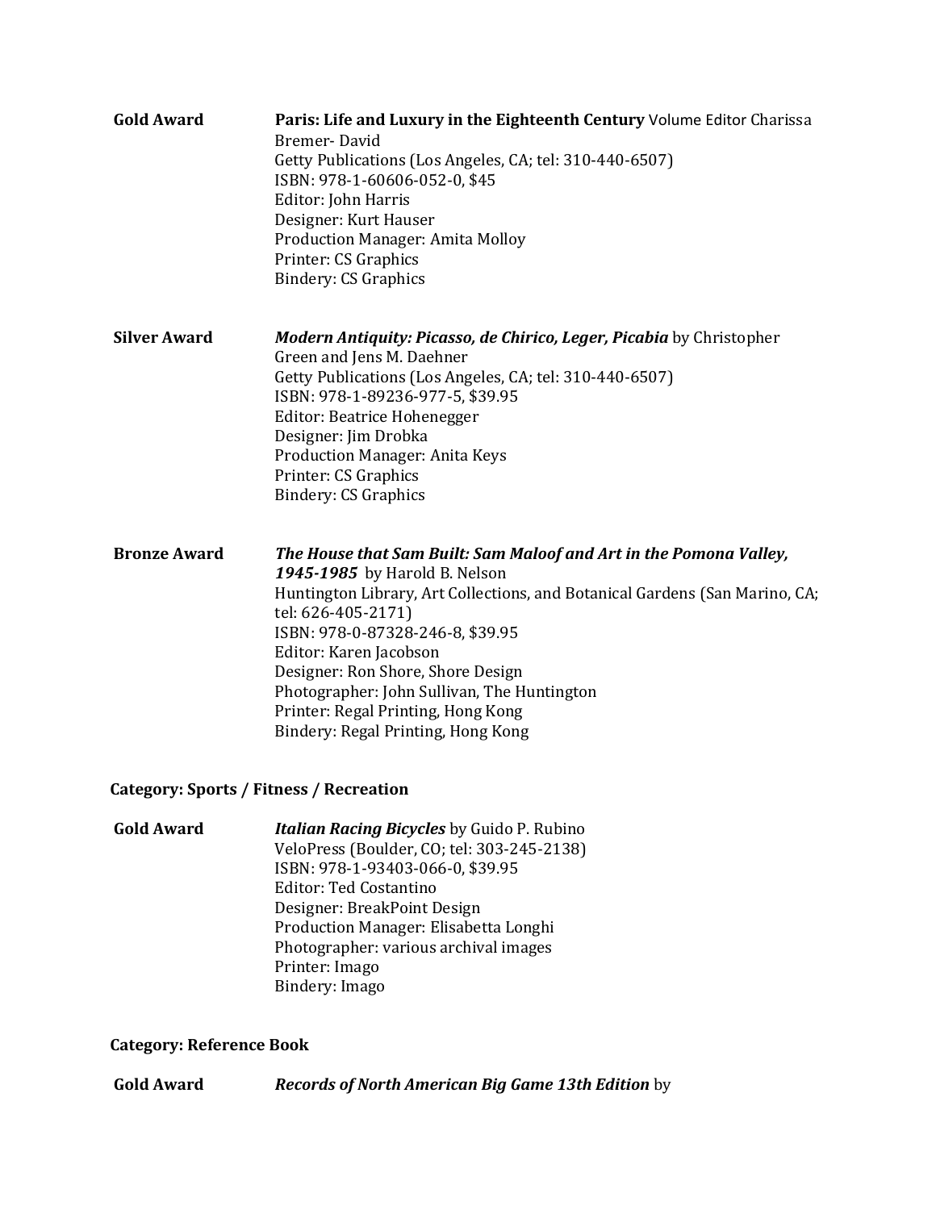**Gold Award** **Paris: Life and Luxury in the Eighteenth Century** Volume Editor Charissa Bremer- David
Getty Publications (Los Angeles, CA; tel: 310-440-6507)
ISBN: 978-1-60606-052-0, $45
Editor: John Harris
Designer: Kurt Hauser
Production Manager: Amita Molloy
Printer: CS Graphics
Bindery: CS Graphics

**Silver Award** ***Modern Antiquity: Picasso, de Chirico, Leger, Picabia*** by Christopher Green and Jens M. Daehner
Getty Publications (Los Angeles, CA; tel: 310-440-6507)
ISBN: 978-1-89236-977-5, $39.95
Editor: Beatrice Hohenegger
Designer: Jim Drobka
Production Manager: Anita Keys
Printer: CS Graphics
Bindery: CS Graphics

**Bronze Award** ***The House that Sam Built: Sam Maloof and Art in the Pomona Valley, 1945-1985*** by Harold B. Nelson
Huntington Library, Art Collections, and Botanical Gardens (San Marino, CA; tel: 626-405-2171)
ISBN: 978-0-87328-246-8, $39.95
Editor: Karen Jacobson
Designer: Ron Shore, Shore Design
Photographer: John Sullivan, The Huntington
Printer: Regal Printing, Hong Kong
Bindery: Regal Printing, Hong Kong

**Category: Sports / Fitness / Recreation**

**Gold Award** ***Italian Racing Bicycles*** by Guido P. Rubino
VeloPress (Boulder, CO; tel: 303-245-2138)
ISBN: 978-1-93403-066-0, $39.95
Editor: Ted Costantino
Designer: BreakPoint Design
Production Manager: Elisabetta Longhi
Photographer: various archival images
Printer: Imago
Bindery: Imago

**Category: Reference Book**

**Gold Award** ***Records of North American Big Game 13th Edition*** by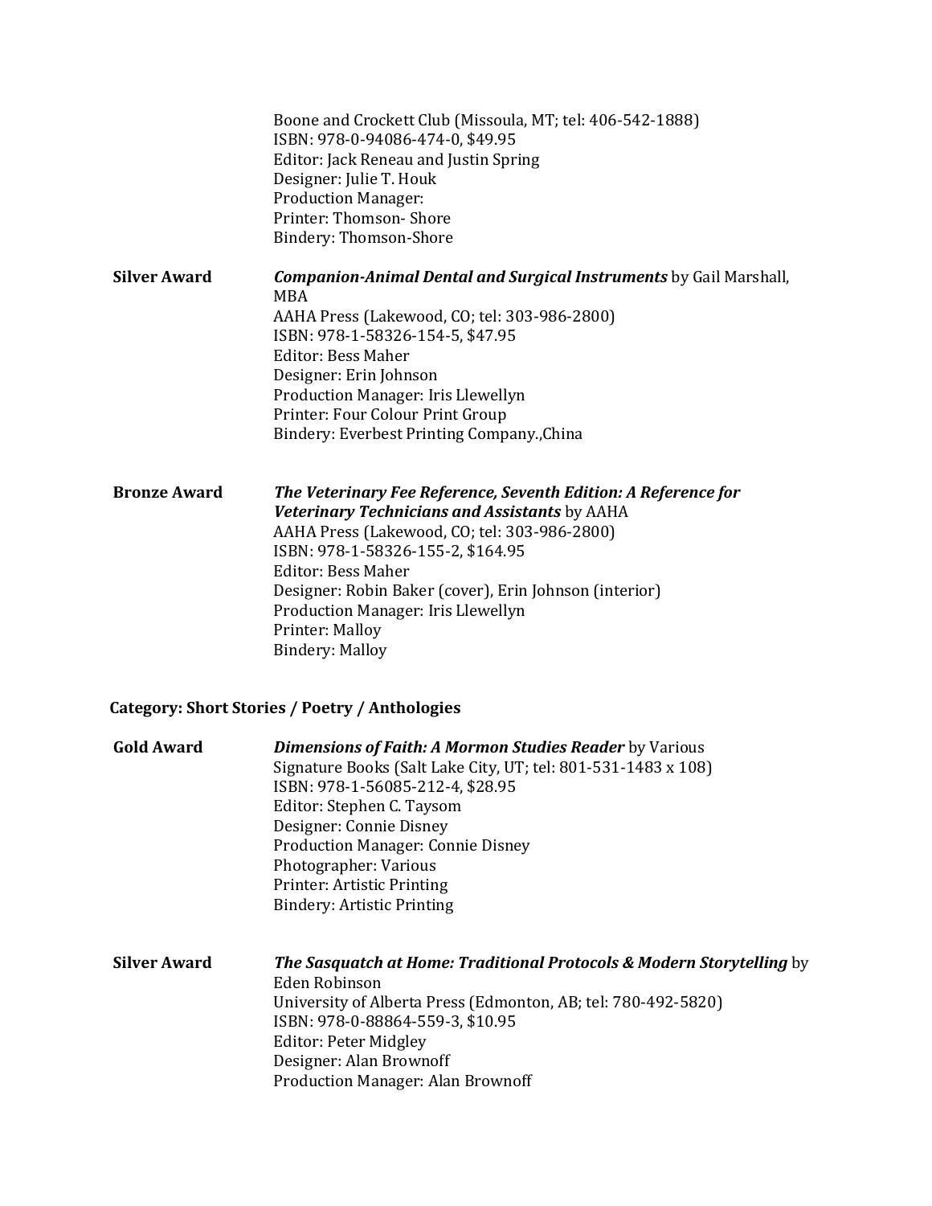Boone and Crockett Club (Missoula, MT; tel: 406-542-1888)
ISBN: 978-0-94086-474-0, $49.95
Editor: Jack Reneau and Justin Spring
Designer: Julie T. Houk
Production Manager:
Printer: Thomson- Shore
Bindery: Thomson-Shore

**Silver Award** ***Companion-Animal Dental and Surgical Instruments*** by Gail Marshall, MBA
AAHA Press (Lakewood, CO; tel: 303-986-2800)
ISBN: 978-1-58326-154-5, $47.95
Editor: Bess Maher
Designer: Erin Johnson
Production Manager: Iris Llewellyn
Printer: Four Colour Print Group
Bindery: Everbest Printing Company.,China

**Bronze Award** ***The Veterinary Fee Reference, Seventh Edition: A Reference for Veterinary Technicians and Assistants*** by AAHA
AAHA Press (Lakewood, CO; tel: 303-986-2800)
ISBN: 978-1-58326-155-2, $164.95
Editor: Bess Maher
Designer: Robin Baker (cover), Erin Johnson (interior)
Production Manager: Iris Llewellyn
Printer: Malloy
Bindery: Malloy

## Category: Short Stories / Poetry / Anthologies

**Gold Award** ***Dimensions of Faith: A Mormon Studies Reader*** by Various
Signature Books (Salt Lake City, UT; tel: 801-531-1483 x 108)
ISBN: 978-1-56085-212-4, $28.95
Editor: Stephen C. Taysom
Designer: Connie Disney
Production Manager: Connie Disney
Photographer: Various
Printer: Artistic Printing
Bindery: Artistic Printing

**Silver Award** ***The Sasquatch at Home: Traditional Protocols & Modern Storytelling*** by Eden Robinson
University of Alberta Press (Edmonton, AB; tel: 780-492-5820)
ISBN: 978-0-88864-559-3, $10.95
Editor: Peter Midgley
Designer: Alan Brownoff
Production Manager: Alan Brownoff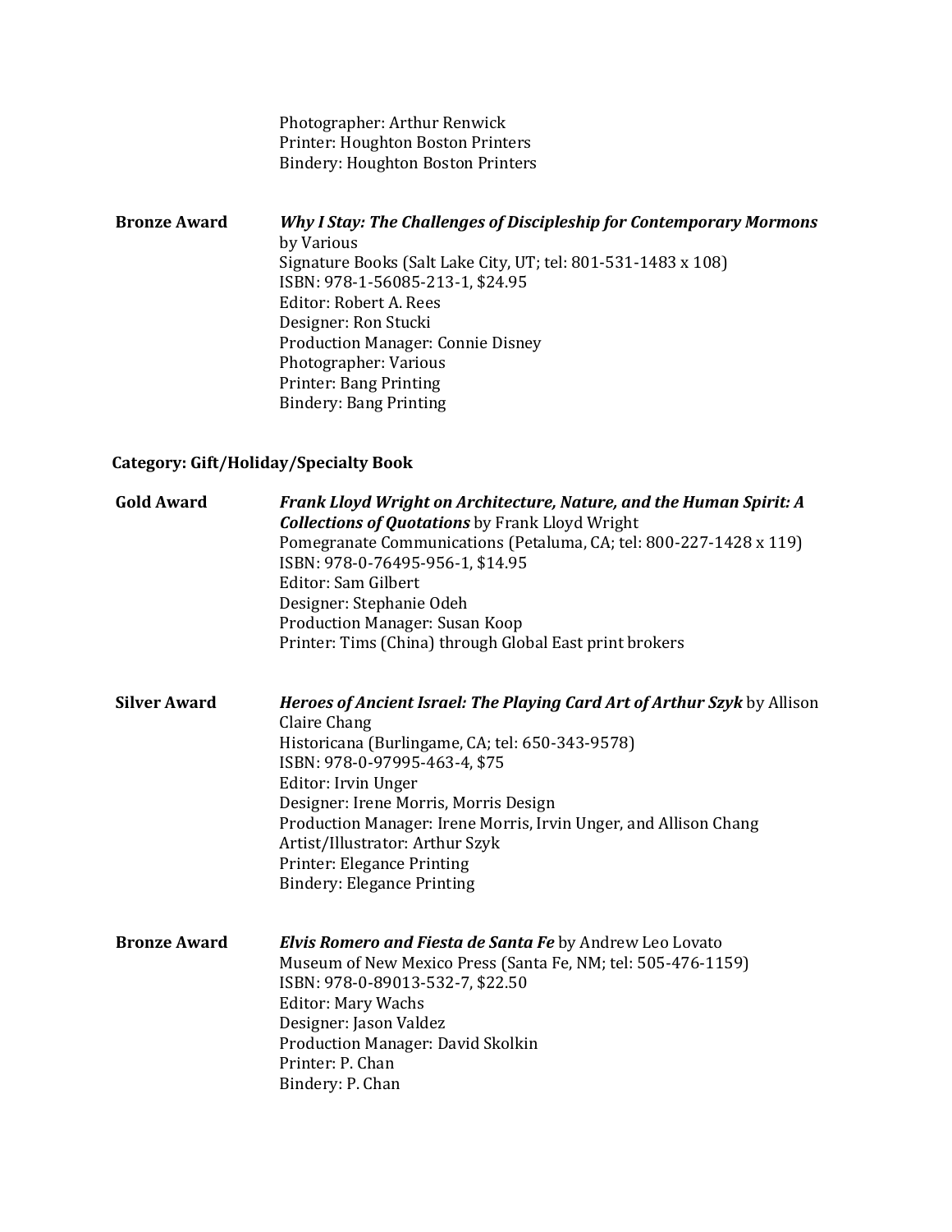Photographer: Arthur Renwick
Printer: Houghton Boston Printers
Bindery: Houghton Boston Printers

**Bronze Award** ***Why I Stay: The Challenges of Discipleship for Contemporary Mormons*** by Various
Signature Books (Salt Lake City, UT; tel: 801-531-1483 x 108)
ISBN: 978-1-56085-213-1, $24.95
Editor: Robert A. Rees
Designer: Ron Stucki
Production Manager: Connie Disney
Photographer: Various
Printer: Bang Printing
Bindery: Bang Printing

**Category: Gift/Holiday/Specialty Book**

**Gold Award** ***Frank Lloyd Wright on Architecture, Nature, and the Human Spirit: A Collections of Quotations*** by Frank Lloyd Wright
Pomegranate Communications (Petaluma, CA; tel: 800-227-1428 x 119)
ISBN: 978-0-76495-956-1, $14.95
Editor: Sam Gilbert
Designer: Stephanie Odeh
Production Manager: Susan Koop
Printer: Tims (China) through Global East print brokers

**Silver Award** ***Heroes of Ancient Israel: The Playing Card Art of Arthur Szyk*** by Allison Claire Chang
Historicana (Burlingame, CA; tel: 650-343-9578)
ISBN: 978-0-97995-463-4, $75
Editor: Irvin Unger
Designer: Irene Morris, Morris Design
Production Manager: Irene Morris, Irvin Unger, and Allison Chang
Artist/Illustrator: Arthur Szyk
Printer: Elegance Printing
Bindery: Elegance Printing

**Bronze Award** ***Elvis Romero and Fiesta de Santa Fe*** by Andrew Leo Lovato
Museum of New Mexico Press (Santa Fe, NM; tel: 505-476-1159)
ISBN: 978-0-89013-532-7, $22.50
Editor: Mary Wachs
Designer: Jason Valdez
Production Manager: David Skolkin
Printer: P. Chan
Bindery: P. Chan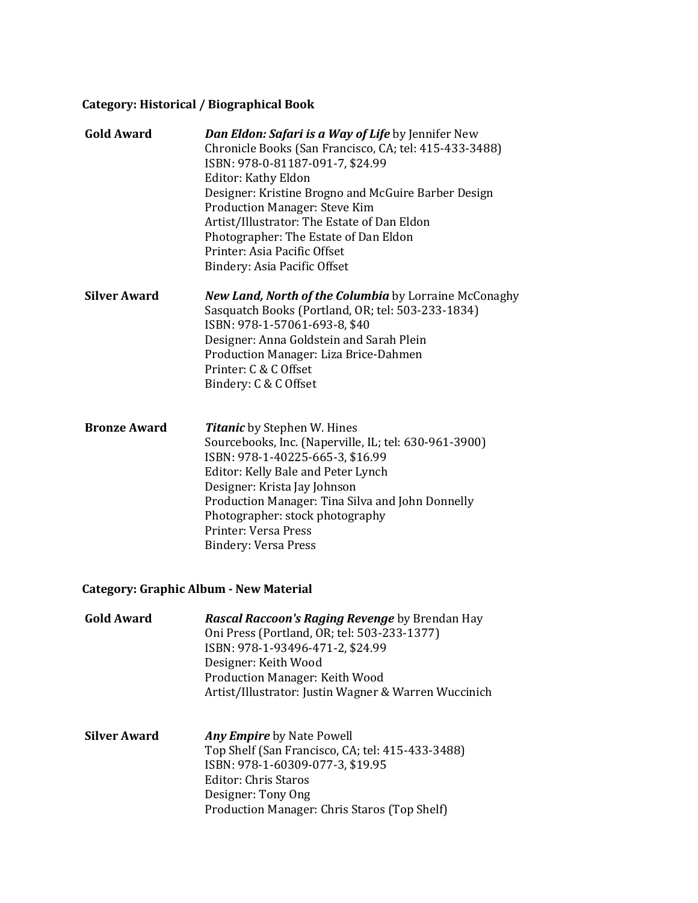**Category: Historical / Biographical Book**

**Gold Award** — ***Dan Eldon: Safari is a Way of Life*** by Jennifer New
Chronicle Books (San Francisco, CA; tel: 415-433-3488)
ISBN: 978-0-81187-091-7, $24.99
Editor: Kathy Eldon
Designer: Kristine Brogno and McGuire Barber Design
Production Manager: Steve Kim
Artist/Illustrator: The Estate of Dan Eldon
Photographer: The Estate of Dan Eldon
Printer: Asia Pacific Offset
Bindery: Asia Pacific Offset

**Silver Award** — ***New Land, North of the Columbia*** by Lorraine McConaghy
Sasquatch Books (Portland, OR; tel: 503-233-1834)
ISBN: 978-1-57061-693-8, $40
Designer: Anna Goldstein and Sarah Plein
Production Manager: Liza Brice-Dahmen
Printer: C & C Offset
Bindery: C & C Offset

**Bronze Award** — ***Titanic*** by Stephen W. Hines
Sourcebooks, Inc. (Naperville, IL; tel: 630-961-3900)
ISBN: 978-1-40225-665-3, $16.99
Editor: Kelly Bale and Peter Lynch
Designer: Krista Jay Johnson
Production Manager: Tina Silva and John Donnelly
Photographer: stock photography
Printer: Versa Press
Bindery: Versa Press

**Category: Graphic Album - New Material**

**Gold Award** — ***Rascal Raccoon's Raging Revenge*** by Brendan Hay
Oni Press (Portland, OR; tel: 503-233-1377)
ISBN: 978-1-93496-471-2, $24.99
Designer: Keith Wood
Production Manager: Keith Wood
Artist/Illustrator: Justin Wagner & Warren Wuccinich

**Silver Award** — ***Any Empire*** by Nate Powell
Top Shelf (San Francisco, CA; tel: 415-433-3488)
ISBN: 978-1-60309-077-3, $19.95
Editor: Chris Staros
Designer: Tony Ong
Production Manager: Chris Staros (Top Shelf)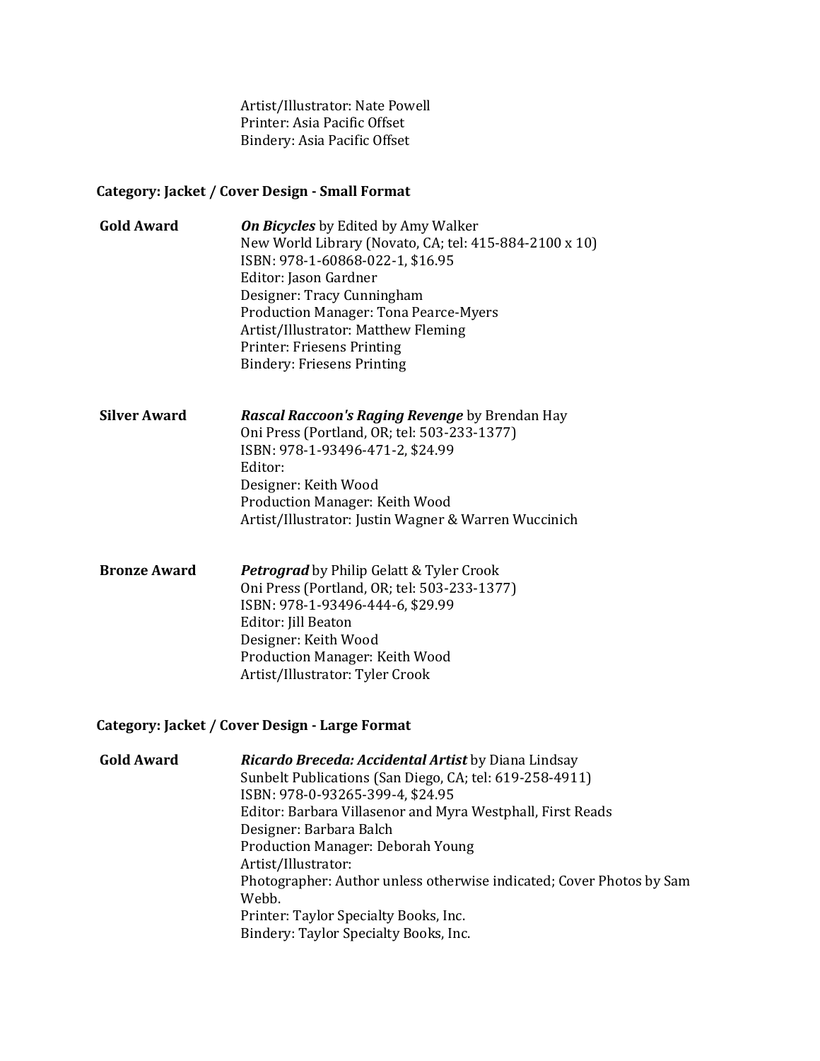Artist/Illustrator: Nate Powell
Printer: Asia Pacific Offset
Bindery: Asia Pacific Offset

**Category: Jacket / Cover Design - Small Format**

**Gold Award** — ***On Bicycles*** by Edited by Amy Walker
New World Library (Novato, CA; tel: 415-884-2100 x 10)
ISBN: 978-1-60868-022-1, $16.95
Editor: Jason Gardner
Designer: Tracy Cunningham
Production Manager: Tona Pearce-Myers
Artist/Illustrator: Matthew Fleming
Printer: Friesens Printing
Bindery: Friesens Printing

**Silver Award** — ***Rascal Raccoon's Raging Revenge*** by Brendan Hay
Oni Press (Portland, OR; tel: 503-233-1377)
ISBN: 978-1-93496-471-2, $24.99
Editor:
Designer: Keith Wood
Production Manager: Keith Wood
Artist/Illustrator: Justin Wagner & Warren Wuccinich

**Bronze Award** — ***Petrograd*** by Philip Gelatt & Tyler Crook
Oni Press (Portland, OR; tel: 503-233-1377)
ISBN: 978-1-93496-444-6, $29.99
Editor: Jill Beaton
Designer: Keith Wood
Production Manager: Keith Wood
Artist/Illustrator: Tyler Crook

**Category: Jacket / Cover Design - Large Format**

**Gold Award** — ***Ricardo Breceda: Accidental Artist*** by Diana Lindsay
Sunbelt Publications (San Diego, CA; tel: 619-258-4911)
ISBN: 978-0-93265-399-4, $24.95
Editor: Barbara Villasenor and Myra Westphall, First Reads
Designer: Barbara Balch
Production Manager: Deborah Young
Artist/Illustrator:
Photographer: Author unless otherwise indicated; Cover Photos by Sam Webb.
Printer: Taylor Specialty Books, Inc.
Bindery: Taylor Specialty Books, Inc.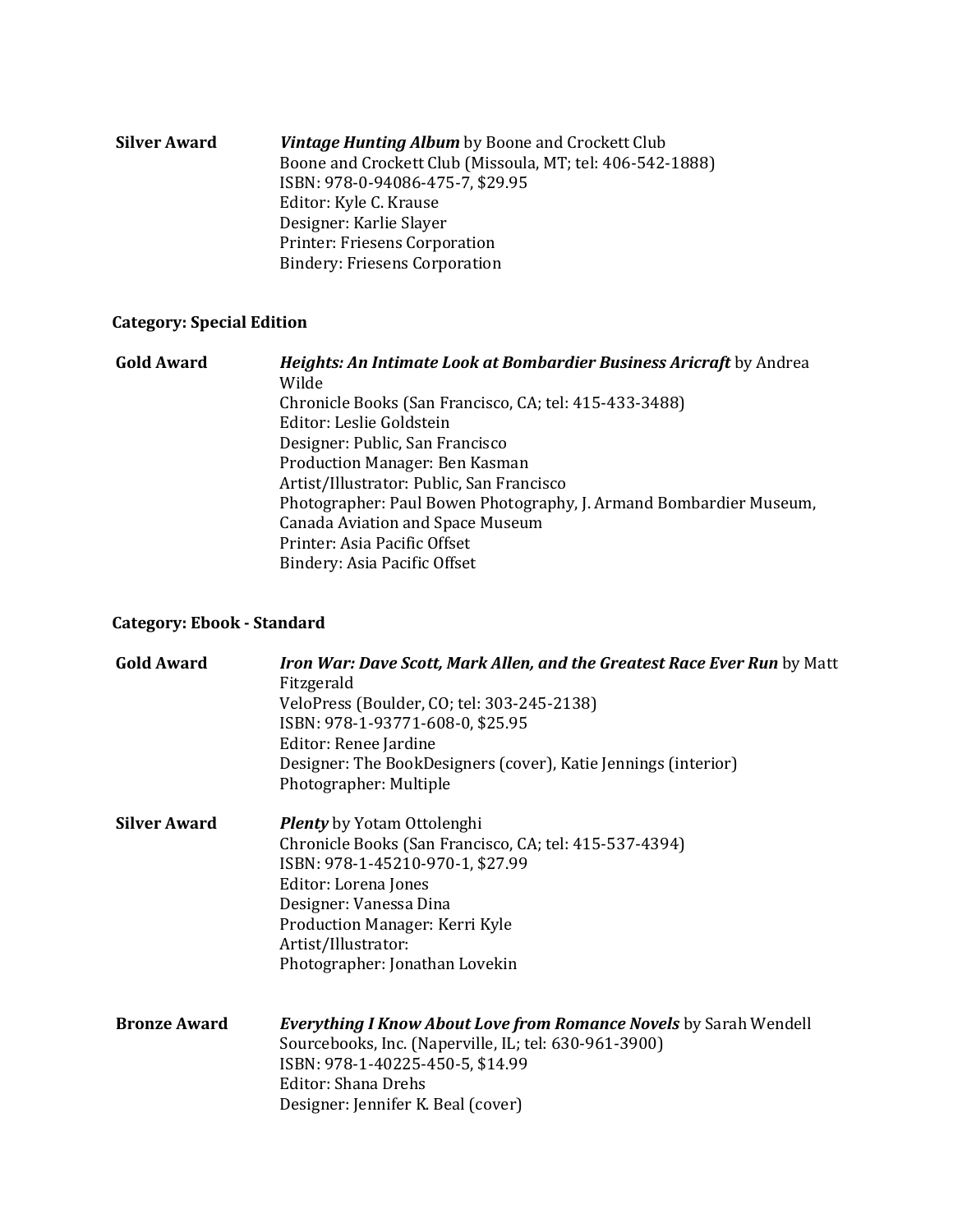**Silver Award** ***Vintage Hunting Album*** by Boone and Crockett Club
Boone and Crockett Club (Missoula, MT; tel: 406-542-1888)
ISBN: 978-0-94086-475-7, $29.95
Editor: Kyle C. Krause
Designer: Karlie Slayer
Printer: Friesens Corporation
Bindery: Friesens Corporation

**Category: Special Edition**

**Gold Award** ***Heights: An Intimate Look at Bombardier Business Aricraft*** by Andrea Wilde
Chronicle Books (San Francisco, CA; tel: 415-433-3488)
Editor: Leslie Goldstein
Designer: Public, San Francisco
Production Manager: Ben Kasman
Artist/Illustrator: Public, San Francisco
Photographer: Paul Bowen Photography, J. Armand Bombardier Museum, Canada Aviation and Space Museum
Printer: Asia Pacific Offset
Bindery: Asia Pacific Offset

**Category: Ebook - Standard**

**Gold Award** ***Iron War: Dave Scott, Mark Allen, and the Greatest Race Ever Run*** by Matt Fitzgerald
VeloPress (Boulder, CO; tel: 303-245-2138)
ISBN: 978-1-93771-608-0, $25.95
Editor: Renee Jardine
Designer: The BookDesigners (cover), Katie Jennings (interior)
Photographer: Multiple

**Silver Award** ***Plenty*** by Yotam Ottolenghi
Chronicle Books (San Francisco, CA; tel: 415-537-4394)
ISBN: 978-1-45210-970-1, $27.99
Editor: Lorena Jones
Designer: Vanessa Dina
Production Manager: Kerri Kyle
Artist/Illustrator:
Photographer: Jonathan Lovekin

**Bronze Award** ***Everything I Know About Love from Romance Novels*** by Sarah Wendell
Sourcebooks, Inc. (Naperville, IL; tel: 630-961-3900)
ISBN: 978-1-40225-450-5, $14.99
Editor: Shana Drehs
Designer: Jennifer K. Beal (cover)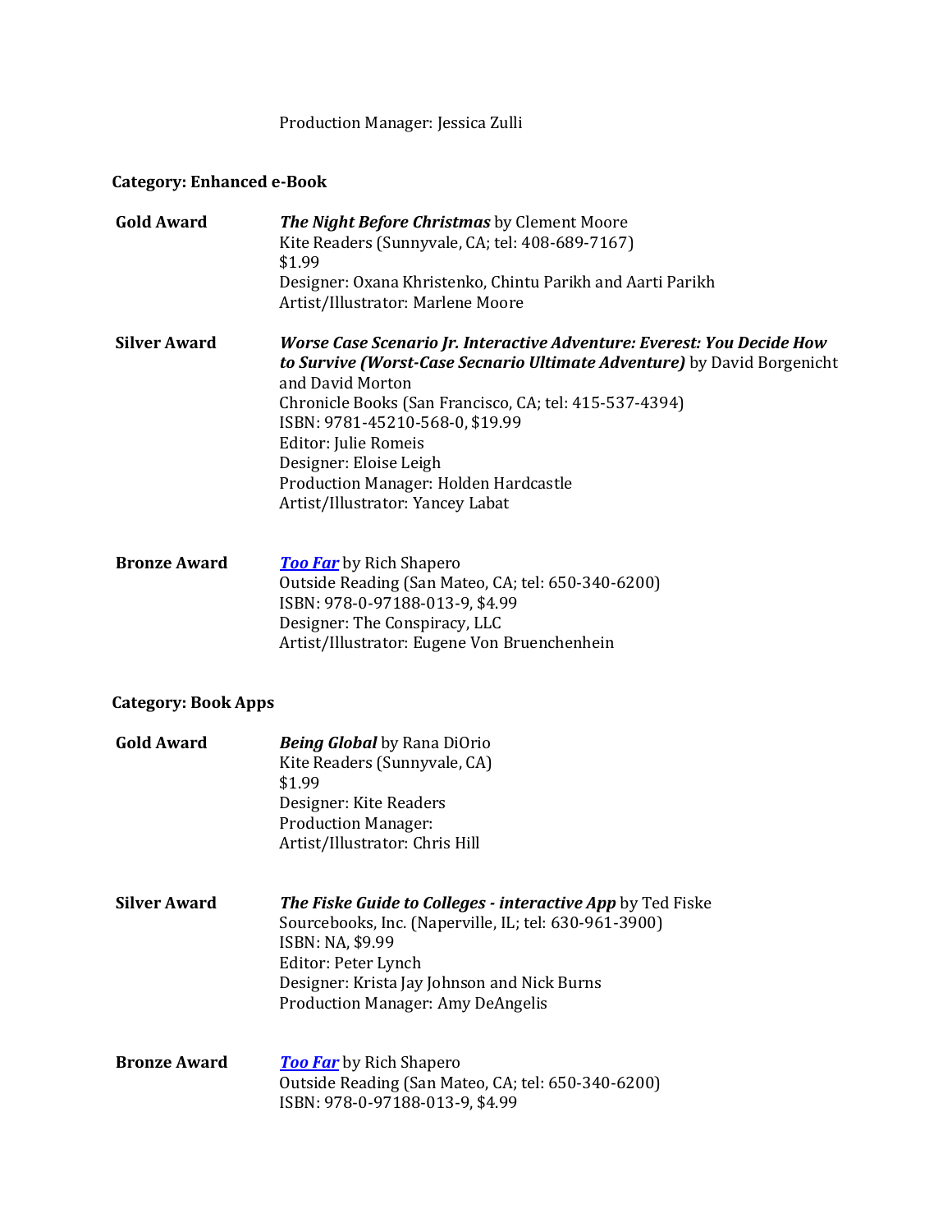Production Manager: Jessica Zulli

**Category: Enhanced e-Book**

**Gold Award**

***The Night Before Christmas*** by Clement Moore
Kite Readers (Sunnyvale, CA; tel: 408-689-7167)
$1.99
Designer: Oxana Khristenko, Chintu Parikh and Aarti Parikh
Artist/Illustrator: Marlene Moore

**Silver Award**

***Worse Case Scenario Jr. Interactive Adventure: Everest: You Decide How to Survive (Worst-Case Secnario Ultimate Adventure)*** by David Borgenicht and David Morton
Chronicle Books (San Francisco, CA; tel: 415-537-4394)
ISBN: 9781-45210-568-0, $19.99
Editor: Julie Romeis
Designer: Eloise Leigh
Production Manager: Holden Hardcastle
Artist/Illustrator: Yancey Labat

**Bronze Award**

***Too Far*** by Rich Shapero
Outside Reading (San Mateo, CA; tel: 650-340-6200)
ISBN: 978-0-97188-013-9, $4.99
Designer: The Conspiracy, LLC
Artist/Illustrator: Eugene Von Bruenchenhein

**Category: Book Apps**

**Gold Award**

***Being Global*** by Rana DiOrio
Kite Readers (Sunnyvale, CA)
$1.99
Designer: Kite Readers
Production Manager:
Artist/Illustrator: Chris Hill

**Silver Award**

***The Fiske Guide to Colleges - interactive App*** by Ted Fiske
Sourcebooks, Inc. (Naperville, IL; tel: 630-961-3900)
ISBN: NA, $9.99
Editor: Peter Lynch
Designer: Krista Jay Johnson and Nick Burns
Production Manager: Amy DeAngelis

**Bronze Award**

***Too Far*** by Rich Shapero
Outside Reading (San Mateo, CA; tel: 650-340-6200)
ISBN: 978-0-97188-013-9, $4.99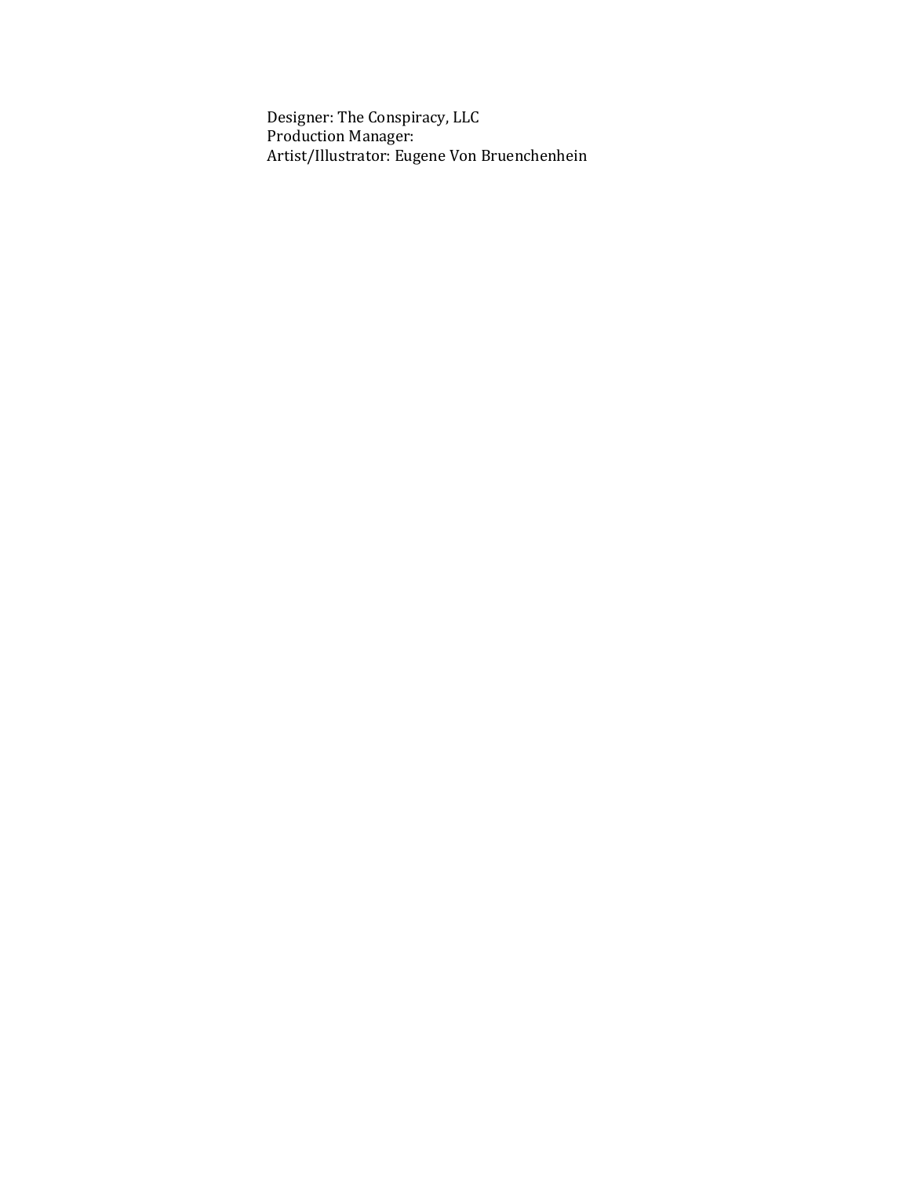Designer: The Conspiracy, LLC
Production Manager:
Artist/Illustrator: Eugene Von Bruenchenhein